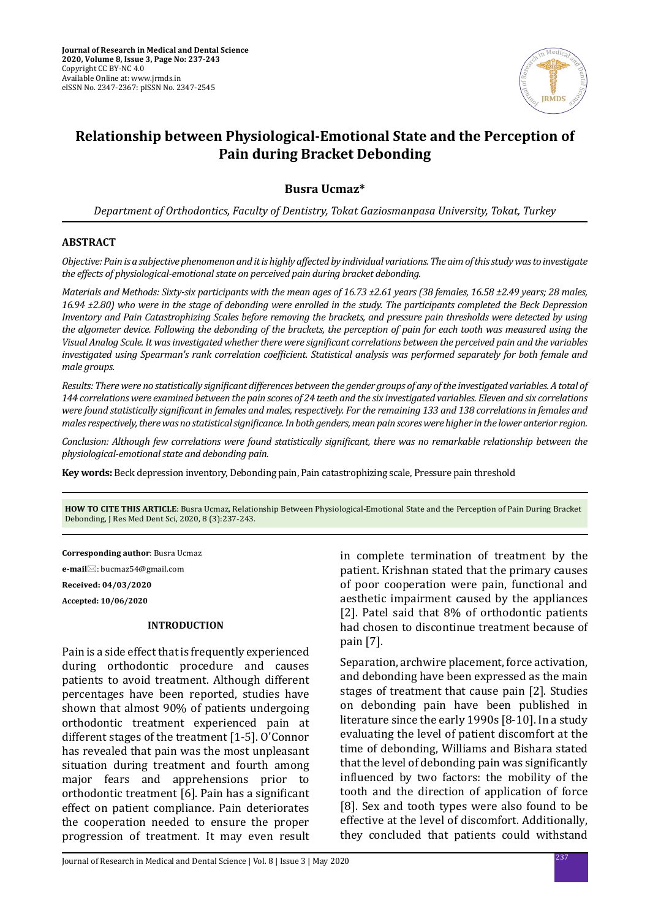# Relationship between Physiological-Emotional State and the Perception of Pain during Bracket Debonding

**Busra Ucmaz***

*Department of Orthodontics, Faculty of Dentistry, Tokat Gaziosmanpasa University, Tokat, Turkey*

## ABSTRACT

*Objective: Pain is a subjective phenomenon and it is highly affected by individual variations. The aim of this study was to investigate the effects of physiological-emotional state on perceived pain during bracket debonding.*

*Materials and Methods: Sixty-six participants with the mean ages of 16.73 ±2.61 years (38 females, 16.58 ±2.49 years; 28 males, 16.94 ±2.80) who were in the stage of debonding were enrolled in the study. The participants completed the Beck Depression Inventory and Pain Catastrophizing Scales before removing the brackets, and pressure pain thresholds were detected by using the algometer device. Following the debonding of the brackets, the perception of pain for each tooth was measured using the Visual Analog Scale. It was investigated whether there were significant correlations between the perceived pain and the variables investigated using Spearman's rank correlation coefficient. Statistical analysis was performed separately for both female and male groups.*

*Results: There were no statistically significant differences between the gender groups of any of the investigated variables. A total of 144 correlations were examined between the pain scores of 24 teeth and the six investigated variables. Eleven and six correlations were found statistically significant in females and males, respectively. For the remaining 133 and 138 correlations in females and males respectively, there was no statistical significance. In both genders, mean pain scores were higher in the lower anterior region.*

*Conclusion: Although few correlations were found statistically significant, there was no remarkable relationship between the physiological-emotional state and debonding pain.*

**Key words:** Beck depression inventory, Debonding pain, Pain catastrophizing scale, Pressure pain threshold

**HOW TO CITE THIS ARTICLE**: Busra Ucmaz, Relationship Between Physiological-Emotional State and the Perception of Pain During Bracket Debonding, J Res Med Dent Sci, 2020, 8 (3):237-243.

**Corresponding author**: Busra Ucmaz

**e-mail**: bucmaz54@gmail.com

**Received: 04/03/2020**

**Accepted: 10/06/2020**

## INTRODUCTION

Pain is a side effect that is frequently experienced during orthodontic procedure and causes patients to avoid treatment. Although different percentages have been reported, studies have shown that almost 90% of patients undergoing orthodontic treatment experienced pain at different stages of the treatment [1-5]. O'Connor has revealed that pain was the most unpleasant situation during treatment and fourth among major fears and apprehensions prior to orthodontic treatment [6]. Pain has a significant effect on patient compliance. Pain deteriorates the cooperation needed to ensure the proper progression of treatment. It may even result in complete termination of treatment by the patient. Krishnan stated that the primary causes of poor cooperation were pain, functional and aesthetic impairment caused by the appliances [2]. Patel said that 8% of orthodontic patients had chosen to discontinue treatment because of pain [7].

Separation, archwire placement, force activation, and debonding have been expressed as the main stages of treatment that cause pain [2]. Studies on debonding pain have been published in literature since the early 1990s [8-10]. In a study evaluating the level of patient discomfort at the time of debonding, Williams and Bishara stated that the level of debonding pain was significantly influenced by two factors: the mobility of the tooth and the direction of application of force [8]. Sex and tooth types were also found to be effective at the level of discomfort. Additionally, they concluded that patients could withstand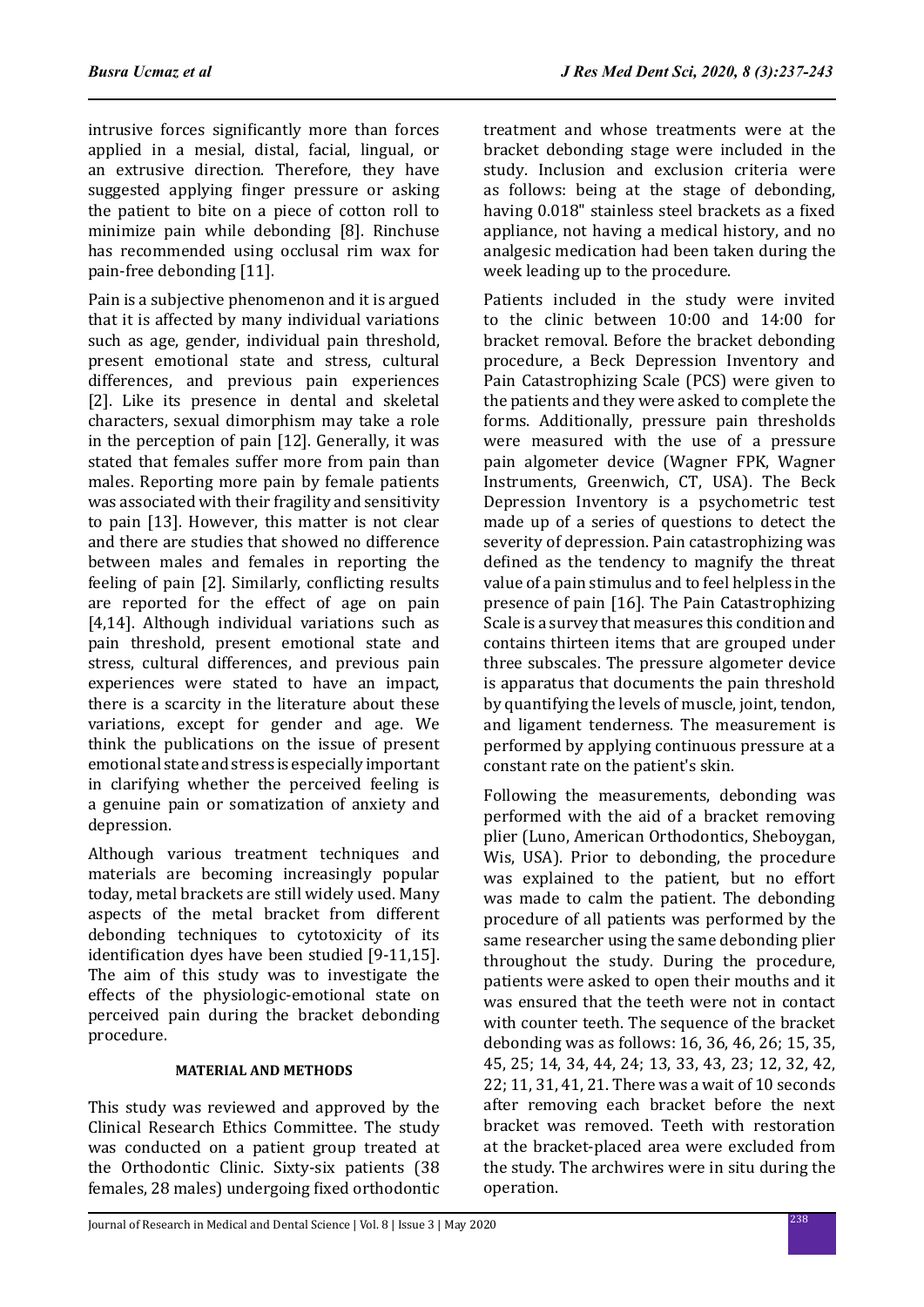intrusive forces significantly more than forces applied in a mesial, distal, facial, lingual, or an extrusive direction. Therefore, they have suggested applying finger pressure or asking the patient to bite on a piece of cotton roll to minimize pain while debonding [8]. Rinchuse has recommended using occlusal rim wax for pain-free debonding [11].

Pain is a subjective phenomenon and it is argued that it is affected by many individual variations such as age, gender, individual pain threshold, present emotional state and stress, cultural differences, and previous pain experiences [2]. Like its presence in dental and skeletal characters, sexual dimorphism may take a role in the perception of pain [12]. Generally, it was stated that females suffer more from pain than males. Reporting more pain by female patients was associated with their fragility and sensitivity to pain [13]. However, this matter is not clear and there are studies that showed no difference between males and females in reporting the feeling of pain [2]. Similarly, conflicting results are reported for the effect of age on pain [4,14]. Although individual variations such as pain threshold, present emotional state and stress, cultural differences, and previous pain experiences were stated to have an impact, there is a scarcity in the literature about these variations, except for gender and age. We think the publications on the issue of present emotional state and stress is especially important in clarifying whether the perceived feeling is a genuine pain or somatization of anxiety and depression.

Although various treatment techniques and materials are becoming increasingly popular today, metal brackets are still widely used. Many aspects of the metal bracket from different debonding techniques to cytotoxicity of its identification dyes have been studied [9-11,15]. The aim of this study was to investigate the effects of the physiologic-emotional state on perceived pain during the bracket debonding procedure.

## MATERIAL AND METHODS

This study was reviewed and approved by the Clinical Research Ethics Committee. The study was conducted on a patient group treated at the Orthodontic Clinic. Sixty-six patients (38 females, 28 males) undergoing fixed orthodontic treatment and whose treatments were at the bracket debonding stage were included in the study. Inclusion and exclusion criteria were as follows: being at the stage of debonding, having 0.018" stainless steel brackets as a fixed appliance, not having a medical history, and no analgesic medication had been taken during the week leading up to the procedure.

Patients included in the study were invited to the clinic between 10:00 and 14:00 for bracket removal. Before the bracket debonding procedure, a Beck Depression Inventory and Pain Catastrophizing Scale (PCS) were given to the patients and they were asked to complete the forms. Additionally, pressure pain thresholds were measured with the use of a pressure pain algometer device (Wagner FPK, Wagner Instruments, Greenwich, CT, USA). The Beck Depression Inventory is a psychometric test made up of a series of questions to detect the severity of depression. Pain catastrophizing was defined as the tendency to magnify the threat value of a pain stimulus and to feel helpless in the presence of pain [16]. The Pain Catastrophizing Scale is a survey that measures this condition and contains thirteen items that are grouped under three subscales. The pressure algometer device is apparatus that documents the pain threshold by quantifying the levels of muscle, joint, tendon, and ligament tenderness. The measurement is performed by applying continuous pressure at a constant rate on the patient's skin.

Following the measurements, debonding was performed with the aid of a bracket removing plier (Luno, American Orthodontics, Sheboygan, Wis, USA). Prior to debonding, the procedure was explained to the patient, but no effort was made to calm the patient. The debonding procedure of all patients was performed by the same researcher using the same debonding plier throughout the study. During the procedure, patients were asked to open their mouths and it was ensured that the teeth were not in contact with counter teeth. The sequence of the bracket debonding was as follows: 16, 36, 46, 26; 15, 35, 45, 25; 14, 34, 44, 24; 13, 33, 43, 23; 12, 32, 42, 22; 11, 31, 41, 21. There was a wait of 10 seconds after removing each bracket before the next bracket was removed. Teeth with restoration at the bracket-placed area were excluded from the study. The archwires were in situ during the operation.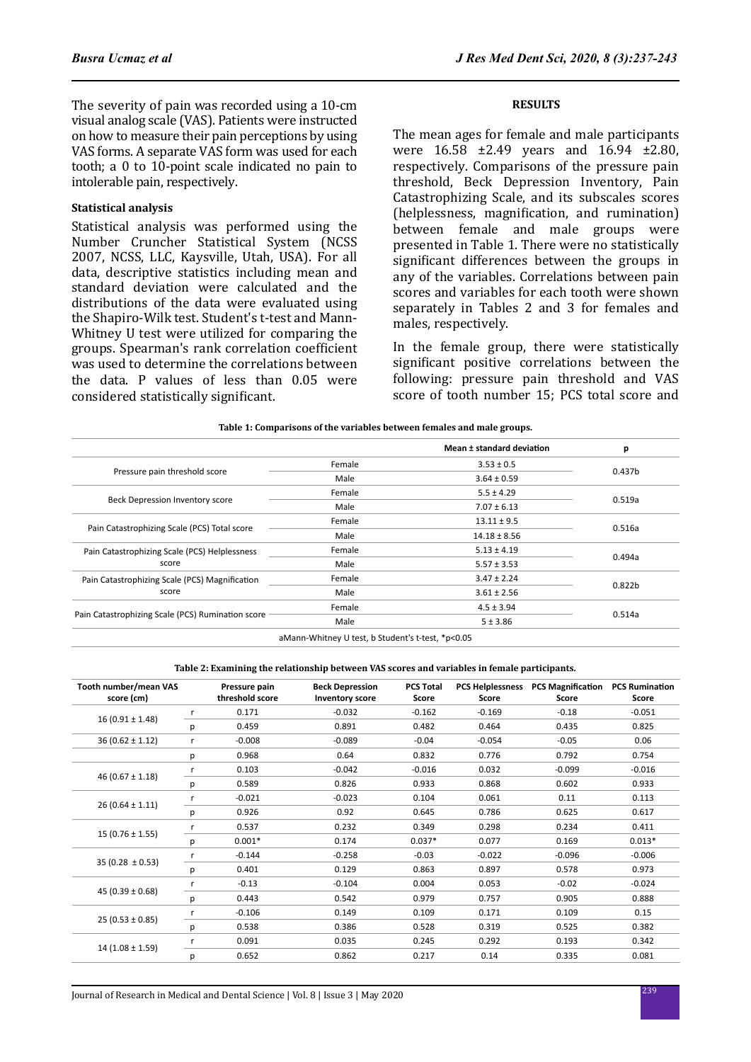The severity of pain was recorded using a 10-cm visual analog scale (VAS). Patients were instructed on how to measure their pain perceptions by using VAS forms. A separate VAS form was used for each tooth; a 0 to 10-point scale indicated no pain to intolerable pain, respectively.

#### Statistical analysis

Statistical analysis was performed using the Number Cruncher Statistical System (NCSS 2007, NCSS, LLC, Kaysville, Utah, USA). For all data, descriptive statistics including mean and standard deviation were calculated and the distributions of the data were evaluated using the Shapiro-Wilk test. Student's t-test and Mann-Whitney U test were utilized for comparing the groups. Spearman's rank correlation coefficient was used to determine the correlations between the data. P values of less than 0.05 were considered statistically significant.

## RESULTS

The mean ages for female and male participants were 16.58 ±2.49 years and 16.94 ±2.80, respectively. Comparisons of the pressure pain threshold, Beck Depression Inventory, Pain Catastrophizing Scale, and its subscales scores (helplessness, magnification, and rumination) between female and male groups were presented in Table 1. There were no statistically significant differences between the groups in any of the variables. Correlations between pain scores and variables for each tooth were shown separately in Tables 2 and 3 for females and males, respectively.

In the female group, there were statistically significant positive correlations between the following: pressure pain threshold and VAS score of tooth number 15; PCS total score and

**Table 1: Comparisons of the variables between females and male groups.**

| | | Mean ± standard deviation | p |
|---|---|---|---|
| Pressure pain threshold score | Female | 3.53 ± 0.5 | 0.437b |
| | Male | 3.64 ± 0.59 | |
| Beck Depression Inventory score | Female | 5.5 ± 4.29 | 0.519a |
| | Male | 7.07 ± 6.13 | |
| Pain Catastrophizing Scale (PCS) Total score | Female | 13.11 ± 9.5 | 0.516a |
| | Male | 14.18 ± 8.56 | |
| Pain Catastrophizing Scale (PCS) Helplessness score | Female | 5.13 ± 4.19 | 0.494a |
| | Male | 5.57 ± 3.53 | |
| Pain Catastrophizing Scale (PCS) Magnification score | Female | 3.47 ± 2.24 | 0.822b |
| | Male | 3.61 ± 2.56 | |
| Pain Catastrophizing Scale (PCS) Rumination score | Female | 4.5 ± 3.94 | 0.514a |
| | Male | 5 ± 3.86 | |

aMann-Whitney U test, b Student's t-test, *p<0.05

**Table 2: Examining the relationship between VAS scores and variables in female participants.**

| Tooth number/mean VAS score (cm) | | Pressure pain threshold score | Beck Depression Inventory score | PCS Total Score | PCS Helplessness Score | PCS Magnification Score | PCS Rumination Score |
|---|---|---|---|---|---|---|---|
| 16 (0.91 ± 1.48) | r | 0.171 | -0.032 | -0.162 | -0.169 | -0.18 | -0.051 |
| | p | 0.459 | 0.891 | 0.482 | 0.464 | 0.435 | 0.825 |
| 36 (0.62 ± 1.12) | r | -0.008 | -0.089 | -0.04 | -0.054 | -0.05 | 0.06 |
| | p | 0.968 | 0.64 | 0.832 | 0.776 | 0.792 | 0.754 |
| 46 (0.67 ± 1.18) | r | 0.103 | -0.042 | -0.016 | 0.032 | -0.099 | -0.016 |
| | p | 0.589 | 0.826 | 0.933 | 0.868 | 0.602 | 0.933 |
| 26 (0.64 ± 1.11) | r | -0.021 | -0.023 | 0.104 | 0.061 | 0.11 | 0.113 |
| | p | 0.926 | 0.92 | 0.645 | 0.786 | 0.625 | 0.617 |
| 15 (0.76 ± 1.55) | r | 0.537 | 0.232 | 0.349 | 0.298 | 0.234 | 0.411 |
| | p | 0.001* | 0.174 | 0.037* | 0.077 | 0.169 | 0.013* |
| 35 (0.28 ± 0.53) | r | -0.144 | -0.258 | -0.03 | -0.022 | -0.096 | -0.006 |
| | p | 0.401 | 0.129 | 0.863 | 0.897 | 0.578 | 0.973 |
| 45 (0.39 ± 0.68) | r | -0.13 | -0.104 | 0.004 | 0.053 | -0.02 | -0.024 |
| | p | 0.443 | 0.542 | 0.979 | 0.757 | 0.905 | 0.888 |
| 25 (0.53 ± 0.85) | r | -0.106 | 0.149 | 0.109 | 0.171 | 0.109 | 0.15 |
| | p | 0.538 | 0.386 | 0.528 | 0.319 | 0.525 | 0.382 |
| 14 (1.08 ± 1.59) | r | 0.091 | 0.035 | 0.245 | 0.292 | 0.193 | 0.342 |
| | p | 0.652 | 0.862 | 0.217 | 0.14 | 0.335 | 0.081 |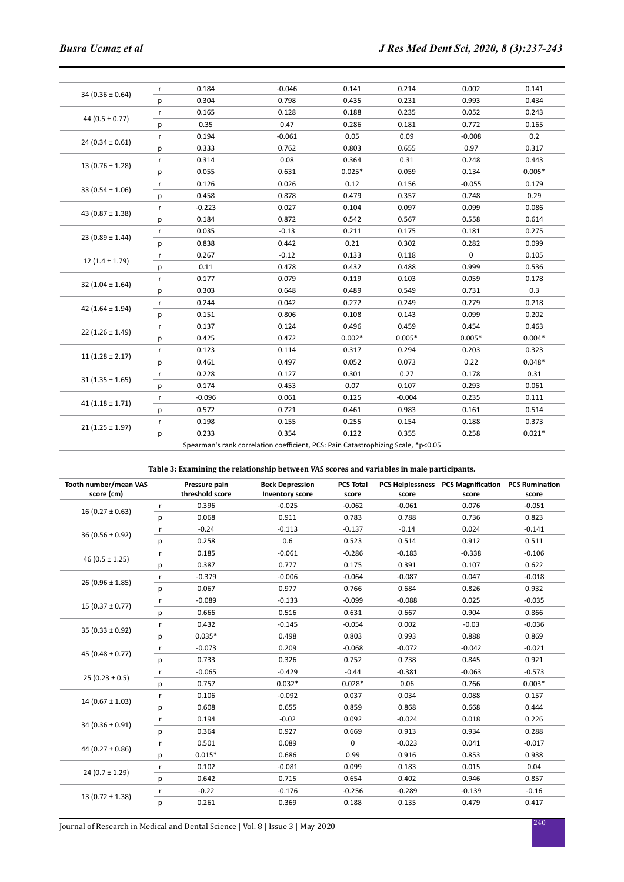| | | | | | | | |
|---|---|---|---|---|---|---|---|
| 34 (0.36 ± 0.64) | r | 0.184 | -0.046 | 0.141 | 0.214 | 0.002 | 0.141 |
| | p | 0.304 | 0.798 | 0.435 | 0.231 | 0.993 | 0.434 |
| 44 (0.5 ± 0.77) | r | 0.165 | 0.128 | 0.188 | 0.235 | 0.052 | 0.243 |
| | p | 0.35 | 0.47 | 0.286 | 0.181 | 0.772 | 0.165 |
| 24 (0.34 ± 0.61) | r | 0.194 | -0.061 | 0.05 | 0.09 | -0.008 | 0.2 |
| | p | 0.333 | 0.762 | 0.803 | 0.655 | 0.97 | 0.317 |
| 13 (0.76 ± 1.28) | r | 0.314 | 0.08 | 0.364 | 0.31 | 0.248 | 0.443 |
| | p | 0.055 | 0.631 | 0.025* | 0.059 | 0.134 | 0.005* |
| 33 (0.54 ± 1.06) | r | 0.126 | 0.026 | 0.12 | 0.156 | -0.055 | 0.179 |
| | p | 0.458 | 0.878 | 0.479 | 0.357 | 0.748 | 0.29 |
| 43 (0.87 ± 1.38) | r | -0.223 | 0.027 | 0.104 | 0.097 | 0.099 | 0.086 |
| | p | 0.184 | 0.872 | 0.542 | 0.567 | 0.558 | 0.614 |
| 23 (0.89 ± 1.44) | r | 0.035 | -0.13 | 0.211 | 0.175 | 0.181 | 0.275 |
| | p | 0.838 | 0.442 | 0.21 | 0.302 | 0.282 | 0.099 |
| 12 (1.4 ± 1.79) | r | 0.267 | -0.12 | 0.133 | 0.118 | 0 | 0.105 |
| | p | 0.11 | 0.478 | 0.432 | 0.488 | 0.999 | 0.536 |
| 32 (1.04 ± 1.64) | r | 0.177 | 0.079 | 0.119 | 0.103 | 0.059 | 0.178 |
| | p | 0.303 | 0.648 | 0.489 | 0.549 | 0.731 | 0.3 |
| 42 (1.64 ± 1.94) | r | 0.244 | 0.042 | 0.272 | 0.249 | 0.279 | 0.218 |
| | p | 0.151 | 0.806 | 0.108 | 0.143 | 0.099 | 0.202 |
| 22 (1.26 ± 1.49) | r | 0.137 | 0.124 | 0.496 | 0.459 | 0.454 | 0.463 |
| | p | 0.425 | 0.472 | 0.002* | 0.005* | 0.005* | 0.004* |
| 11 (1.28 ± 2.17) | r | 0.123 | 0.114 | 0.317 | 0.294 | 0.203 | 0.323 |
| | p | 0.461 | 0.497 | 0.052 | 0.073 | 0.22 | 0.048* |
| 31 (1.35 ± 1.65) | r | 0.228 | 0.127 | 0.301 | 0.27 | 0.178 | 0.31 |
| | p | 0.174 | 0.453 | 0.07 | 0.107 | 0.293 | 0.061 |
| 41 (1.18 ± 1.71) | r | -0.096 | 0.061 | 0.125 | -0.004 | 0.235 | 0.111 |
| | p | 0.572 | 0.721 | 0.461 | 0.983 | 0.161 | 0.514 |
| 21 (1.25 ± 1.97) | r | 0.198 | 0.155 | 0.255 | 0.154 | 0.188 | 0.373 |
| | p | 0.233 | 0.354 | 0.122 | 0.355 | 0.258 | 0.021* |

Spearman's rank correlation coefficient, PCS: Pain Catastrophizing Scale, *p<0.05

**Table 3: Examining the relationship between VAS scores and variables in male participants.**

| Tooth number/mean VAS score (cm) | | Pressure pain threshold score | Beck Depression Inventory score | PCS Total score | PCS Helplessness score | PCS Magnification score | PCS Rumination score |
|---|---|---|---|---|---|---|---|
| 16 (0.27 ± 0.63) | r | 0.396 | -0.025 | -0.062 | -0.061 | 0.076 | -0.051 |
| | p | 0.068 | 0.911 | 0.783 | 0.788 | 0.736 | 0.823 |
| 36 (0.56 ± 0.92) | r | -0.24 | -0.113 | -0.137 | -0.14 | 0.024 | -0.141 |
| | p | 0.258 | 0.6 | 0.523 | 0.514 | 0.912 | 0.511 |
| 46 (0.5 ± 1.25) | r | 0.185 | -0.061 | -0.286 | -0.183 | -0.338 | -0.106 |
| | p | 0.387 | 0.777 | 0.175 | 0.391 | 0.107 | 0.622 |
| 26 (0.96 ± 1.85) | r | -0.379 | -0.006 | -0.064 | -0.087 | 0.047 | -0.018 |
| | p | 0.067 | 0.977 | 0.766 | 0.684 | 0.826 | 0.932 |
| 15 (0.37 ± 0.77) | r | -0.089 | -0.133 | -0.099 | -0.088 | 0.025 | -0.035 |
| | p | 0.666 | 0.516 | 0.631 | 0.667 | 0.904 | 0.866 |
| 35 (0.33 ± 0.92) | r | 0.432 | -0.145 | -0.054 | 0.002 | -0.03 | -0.036 |
| | p | 0.035* | 0.498 | 0.803 | 0.993 | 0.888 | 0.869 |
| 45 (0.48 ± 0.77) | r | -0.073 | 0.209 | -0.068 | -0.072 | -0.042 | -0.021 |
| | p | 0.733 | 0.326 | 0.752 | 0.738 | 0.845 | 0.921 |
| 25 (0.23 ± 0.5) | r | -0.065 | -0.429 | -0.44 | -0.381 | -0.063 | -0.573 |
| | p | 0.757 | 0.032* | 0.028* | 0.06 | 0.766 | 0.003* |
| 14 (0.67 ± 1.03) | r | 0.106 | -0.092 | 0.037 | 0.034 | 0.088 | 0.157 |
| | p | 0.608 | 0.655 | 0.859 | 0.868 | 0.668 | 0.444 |
| 34 (0.36 ± 0.91) | r | 0.194 | -0.02 | 0.092 | -0.024 | 0.018 | 0.226 |
| | p | 0.364 | 0.927 | 0.669 | 0.913 | 0.934 | 0.288 |
| 44 (0.27 ± 0.86) | r | 0.501 | 0.089 | 0 | -0.023 | 0.041 | -0.017 |
| | p | 0.015* | 0.686 | 0.99 | 0.916 | 0.853 | 0.938 |
| 24 (0.7 ± 1.29) | r | 0.102 | -0.081 | 0.099 | 0.183 | 0.015 | 0.04 |
| | p | 0.642 | 0.715 | 0.654 | 0.402 | 0.946 | 0.857 |
| 13 (0.72 ± 1.38) | r | -0.22 | -0.176 | -0.256 | -0.289 | -0.139 | -0.16 |
| | p | 0.261 | 0.369 | 0.188 | 0.135 | 0.479 | 0.417 |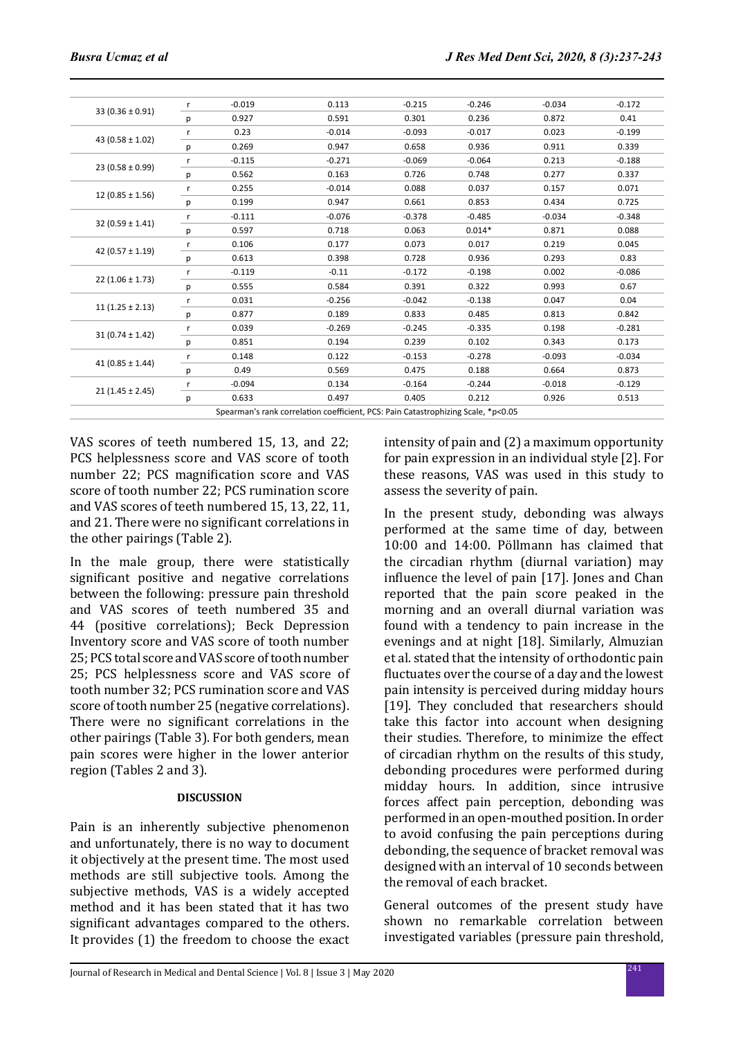| | | | | | | | |
|---|---|---|---|---|---|---|---|
| 33 (0.36 ± 0.91) | r | -0.019 | 0.113 | -0.215 | -0.246 | -0.034 | -0.172 |
| | p | 0.927 | 0.591 | 0.301 | 0.236 | 0.872 | 0.41 |
| 43 (0.58 ± 1.02) | r | 0.23 | -0.014 | -0.093 | -0.017 | 0.023 | -0.199 |
| | p | 0.269 | 0.947 | 0.658 | 0.936 | 0.911 | 0.339 |
| 23 (0.58 ± 0.99) | r | -0.115 | -0.271 | -0.069 | -0.064 | 0.213 | -0.188 |
| | p | 0.562 | 0.163 | 0.726 | 0.748 | 0.277 | 0.337 |
| 12 (0.85 ± 1.56) | r | 0.255 | -0.014 | 0.088 | 0.037 | 0.157 | 0.071 |
| | p | 0.199 | 0.947 | 0.661 | 0.853 | 0.434 | 0.725 |
| 32 (0.59 ± 1.41) | r | -0.111 | -0.076 | -0.378 | -0.485 | -0.034 | -0.348 |
| | p | 0.597 | 0.718 | 0.063 | 0.014* | 0.871 | 0.088 |
| 42 (0.57 ± 1.19) | r | 0.106 | 0.177 | 0.073 | 0.017 | 0.219 | 0.045 |
| | p | 0.613 | 0.398 | 0.728 | 0.936 | 0.293 | 0.83 |
| 22 (1.06 ± 1.73) | r | -0.119 | -0.11 | -0.172 | -0.198 | 0.002 | -0.086 |
| | p | 0.555 | 0.584 | 0.391 | 0.322 | 0.993 | 0.67 |
| 11 (1.25 ± 2.13) | r | 0.031 | -0.256 | -0.042 | -0.138 | 0.047 | 0.04 |
| | p | 0.877 | 0.189 | 0.833 | 0.485 | 0.813 | 0.842 |
| 31 (0.74 ± 1.42) | r | 0.039 | -0.269 | -0.245 | -0.335 | 0.198 | -0.281 |
| | p | 0.851 | 0.194 | 0.239 | 0.102 | 0.343 | 0.173 |
| 41 (0.85 ± 1.44) | r | 0.148 | 0.122 | -0.153 | -0.278 | -0.093 | -0.034 |
| | p | 0.49 | 0.569 | 0.475 | 0.188 | 0.664 | 0.873 |
| 21 (1.45 ± 2.45) | r | -0.094 | 0.134 | -0.164 | -0.244 | -0.018 | -0.129 |
| | p | 0.633 | 0.497 | 0.405 | 0.212 | 0.926 | 0.513 |

Spearman's rank correlation coefficient, PCS: Pain Catastrophizing Scale, *p<0.05

VAS scores of teeth numbered 15, 13, and 22; PCS helplessness score and VAS score of tooth number 22; PCS magnification score and VAS score of tooth number 22; PCS rumination score and VAS scores of teeth numbered 15, 13, 22, 11, and 21. There were no significant correlations in the other pairings (Table 2).

In the male group, there were statistically significant positive and negative correlations between the following: pressure pain threshold and VAS scores of teeth numbered 35 and 44 (positive correlations); Beck Depression Inventory score and VAS score of tooth number 25; PCS total score and VAS score of tooth number 25; PCS helplessness score and VAS score of tooth number 32; PCS rumination score and VAS score of tooth number 25 (negative correlations). There were no significant correlations in the other pairings (Table 3). For both genders, mean pain scores were higher in the lower anterior region (Tables 2 and 3).

## DISCUSSION

Pain is an inherently subjective phenomenon and unfortunately, there is no way to document it objectively at the present time. The most used methods are still subjective tools. Among the subjective methods, VAS is a widely accepted method and it has been stated that it has two significant advantages compared to the others. It provides (1) the freedom to choose the exact intensity of pain and (2) a maximum opportunity for pain expression in an individual style [2]. For these reasons, VAS was used in this study to assess the severity of pain.

In the present study, debonding was always performed at the same time of day, between 10:00 and 14:00. Pöllmann has claimed that the circadian rhythm (diurnal variation) may influence the level of pain [17]. Jones and Chan reported that the pain score peaked in the morning and an overall diurnal variation was found with a tendency to pain increase in the evenings and at night [18]. Similarly, Almuzian et al. stated that the intensity of orthodontic pain fluctuates over the course of a day and the lowest pain intensity is perceived during midday hours [19]. They concluded that researchers should take this factor into account when designing their studies. Therefore, to minimize the effect of circadian rhythm on the results of this study, debonding procedures were performed during midday hours. In addition, since intrusive forces affect pain perception, debonding was performed in an open-mouthed position. In order to avoid confusing the pain perceptions during debonding, the sequence of bracket removal was designed with an interval of 10 seconds between the removal of each bracket.

General outcomes of the present study have shown no remarkable correlation between investigated variables (pressure pain threshold,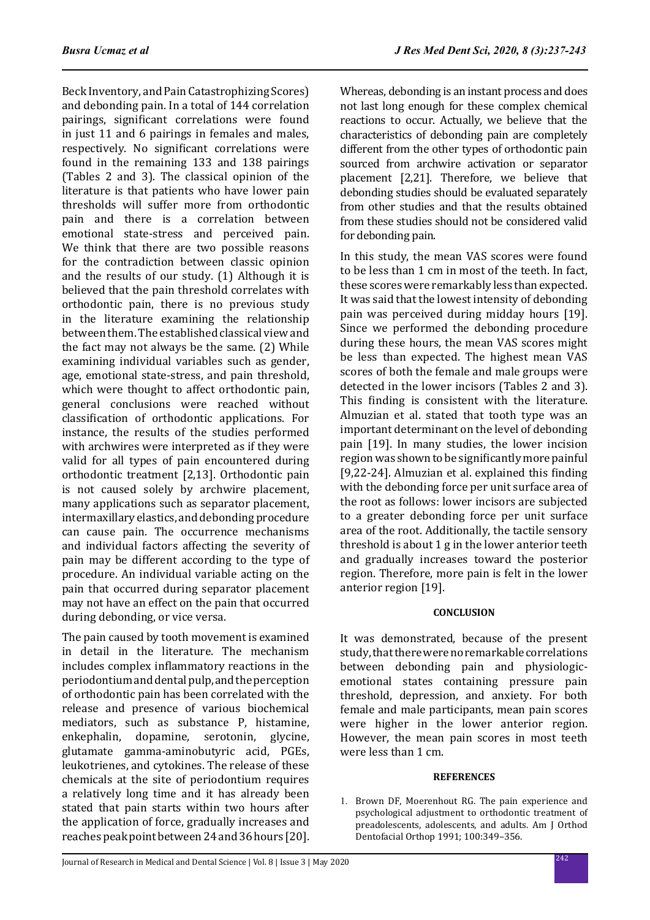Beck Inventory, and Pain Catastrophizing Scores) and debonding pain. In a total of 144 correlation pairings, significant correlations were found in just 11 and 6 pairings in females and males, respectively. No significant correlations were found in the remaining 133 and 138 pairings (Tables 2 and 3). The classical opinion of the literature is that patients who have lower pain thresholds will suffer more from orthodontic pain and there is a correlation between emotional state-stress and perceived pain. We think that there are two possible reasons for the contradiction between classic opinion and the results of our study. (1) Although it is believed that the pain threshold correlates with orthodontic pain, there is no previous study in the literature examining the relationship between them. The established classical view and the fact may not always be the same. (2) While examining individual variables such as gender, age, emotional state-stress, and pain threshold, which were thought to affect orthodontic pain, general conclusions were reached without classification of orthodontic applications. For instance, the results of the studies performed with archwires were interpreted as if they were valid for all types of pain encountered during orthodontic treatment [2,13]. Orthodontic pain is not caused solely by archwire placement, many applications such as separator placement, intermaxillary elastics, and debonding procedure can cause pain. The occurrence mechanisms and individual factors affecting the severity of pain may be different according to the type of procedure. An individual variable acting on the pain that occurred during separator placement may not have an effect on the pain that occurred during debonding, or vice versa.

The pain caused by tooth movement is examined in detail in the literature. The mechanism includes complex inflammatory reactions in the periodontium and dental pulp, and the perception of orthodontic pain has been correlated with the release and presence of various biochemical mediators, such as substance P, histamine, enkephalin, dopamine, serotonin, glycine, glutamate gamma-aminobutyric acid, PGEs, leukotrienes, and cytokines. The release of these chemicals at the site of periodontium requires a relatively long time and it has already been stated that pain starts within two hours after the application of force, gradually increases and reaches peak point between 24 and 36 hours [20]. Whereas, debonding is an instant process and does not last long enough for these complex chemical reactions to occur. Actually, we believe that the characteristics of debonding pain are completely different from the other types of orthodontic pain sourced from archwire activation or separator placement [2,21]. Therefore, we believe that debonding studies should be evaluated separately from other studies and that the results obtained from these studies should not be considered valid for debonding pain.

In this study, the mean VAS scores were found to be less than 1 cm in most of the teeth. In fact, these scores were remarkably less than expected. It was said that the lowest intensity of debonding pain was perceived during midday hours [19]. Since we performed the debonding procedure during these hours, the mean VAS scores might be less than expected. The highest mean VAS scores of both the female and male groups were detected in the lower incisors (Tables 2 and 3). This finding is consistent with the literature. Almuzian et al. stated that tooth type was an important determinant on the level of debonding pain [19]. In many studies, the lower incision region was shown to be significantly more painful [9,22-24]. Almuzian et al. explained this finding with the debonding force per unit surface area of the root as follows: lower incisors are subjected to a greater debonding force per unit surface area of the root. Additionally, the tactile sensory threshold is about 1 g in the lower anterior teeth and gradually increases toward the posterior region. Therefore, more pain is felt in the lower anterior region [19].

## CONCLUSION

It was demonstrated, because of the present study, that there were no remarkable correlations between debonding pain and physiologic-emotional states containing pressure pain threshold, depression, and anxiety. For both female and male participants, mean pain scores were higher in the lower anterior region. However, the mean pain scores in most teeth were less than 1 cm.

## REFERENCES

1. Brown DF, Moerenhout RG. The pain experience and psychological adjustment to orthodontic treatment of preadolescents, adolescents, and adults. Am J Orthod Dentofacial Orthop 1991; 100:349–356.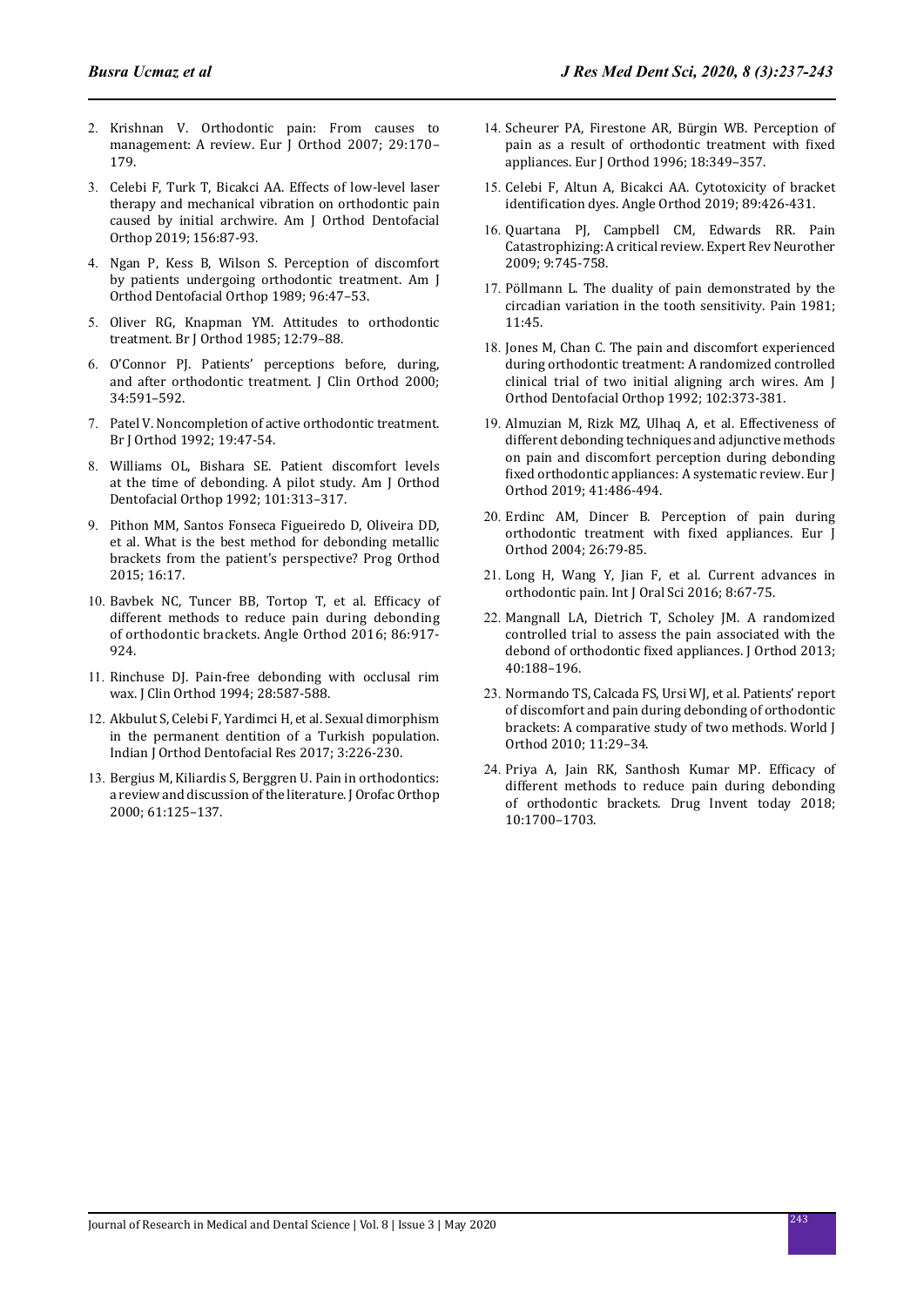2. Krishnan V. Orthodontic pain: From causes to management: A review. Eur J Orthod 2007; 29:170–179.
3. Celebi F, Turk T, Bicakci AA. Effects of low-level laser therapy and mechanical vibration on orthodontic pain caused by initial archwire. Am J Orthod Dentofacial Orthop 2019; 156:87-93.
4. Ngan P, Kess B, Wilson S. Perception of discomfort by patients undergoing orthodontic treatment. Am J Orthod Dentofacial Orthop 1989; 96:47–53.
5. Oliver RG, Knapman YM. Attitudes to orthodontic treatment. Br J Orthod 1985; 12:79–88.
6. O'Connor PJ. Patients' perceptions before, during, and after orthodontic treatment. J Clin Orthod 2000; 34:591–592.
7. Patel V. Noncompletion of active orthodontic treatment. Br J Orthod 1992; 19:47-54.
8. Williams OL, Bishara SE. Patient discomfort levels at the time of debonding. A pilot study. Am J Orthod Dentofacial Orthop 1992; 101:313–317.
9. Pithon MM, Santos Fonseca Figueiredo D, Oliveira DD, et al. What is the best method for debonding metallic brackets from the patient's perspective? Prog Orthod 2015; 16:17.
10. Bavbek NC, Tuncer BB, Tortop T, et al. Efficacy of different methods to reduce pain during debonding of orthodontic brackets. Angle Orthod 2016; 86:917-924.
11. Rinchuse DJ. Pain-free debonding with occlusal rim wax. J Clin Orthod 1994; 28:587-588.
12. Akbulut S, Celebi F, Yardimci H, et al. Sexual dimorphism in the permanent dentition of a Turkish population. Indian J Orthod Dentofacial Res 2017; 3:226-230.
13. Bergius M, Kiliardis S, Berggren U. Pain in orthodontics: a review and discussion of the literature. J Orofac Orthop 2000; 61:125–137.
14. Scheurer PA, Firestone AR, Bürgin WB. Perception of pain as a result of orthodontic treatment with fixed appliances. Eur J Orthod 1996; 18:349–357.
15. Celebi F, Altun A, Bicakci AA. Cytotoxicity of bracket identification dyes. Angle Orthod 2019; 89:426-431.
16. Quartana PJ, Campbell CM, Edwards RR. Pain Catastrophizing: A critical review. Expert Rev Neurother 2009; 9:745-758.
17. Pöllmann L. The duality of pain demonstrated by the circadian variation in the tooth sensitivity. Pain 1981; 11:45.
18. Jones M, Chan C. The pain and discomfort experienced during orthodontic treatment: A randomized controlled clinical trial of two initial aligning arch wires. Am J Orthod Dentofacial Orthop 1992; 102:373-381.
19. Almuzian M, Rizk MZ, Ulhaq A, et al. Effectiveness of different debonding techniques and adjunctive methods on pain and discomfort perception during debonding fixed orthodontic appliances: A systematic review. Eur J Orthod 2019; 41:486-494.
20. Erdinc AM, Dincer B. Perception of pain during orthodontic treatment with fixed appliances. Eur J Orthod 2004; 26:79-85.
21. Long H, Wang Y, Jian F, et al. Current advances in orthodontic pain. Int J Oral Sci 2016; 8:67-75.
22. Mangnall LA, Dietrich T, Scholey JM. A randomized controlled trial to assess the pain associated with the debond of orthodontic fixed appliances. J Orthod 2013; 40:188–196.
23. Normando TS, Calcada FS, Ursi WJ, et al. Patients' report of discomfort and pain during debonding of orthodontic brackets: A comparative study of two methods. World J Orthod 2010; 11:29–34.
24. Priya A, Jain RK, Santhosh Kumar MP. Efficacy of different methods to reduce pain during debonding of orthodontic brackets. Drug Invent today 2018; 10:1700–1703.